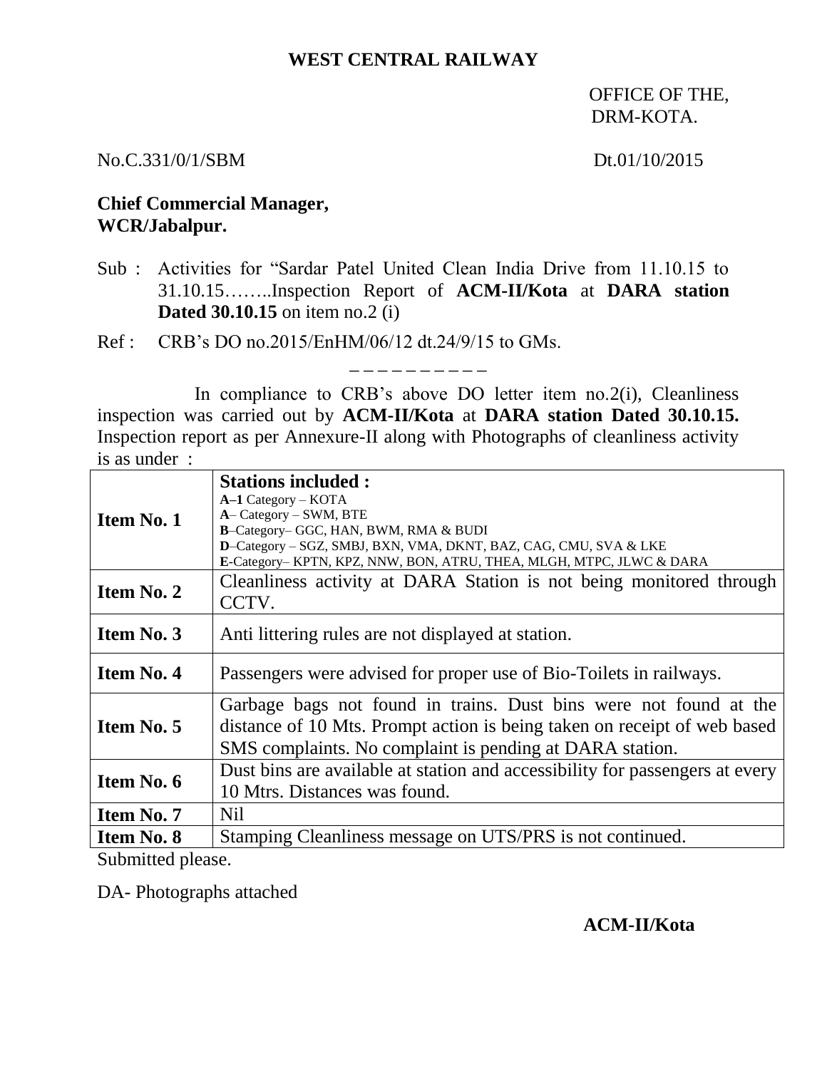**WEST CENTRAL RAILWAY**

OFFICE OF THE,
DRM-KOTA.

No.C.331/0/1/SBM Dt.01/10/2015

**Chief Commercial Manager,**
**WCR/Jabalpur.**

Sub : Activities for "Sardar Patel United Clean India Drive from 11.10.15 to 31.10.15……..Inspection Report of **ACM-II/Kota** at **DARA station Dated 30.10.15** on item no.2 (i)

Ref : CRB's DO no.2015/EnHM/06/12 dt.24/9/15 to GMs.

– – – – – – – – – –

In compliance to CRB's above DO letter item no.2(i), Cleanliness inspection was carried out by **ACM-II/Kota** at **DARA station Dated 30.10.15.** Inspection report as per Annexure-II along with Photographs of cleanliness activity is as under :

| | |
|---|---|
| **Item No. 1** | **Stations included :**<br>**A–1** Category – KOTA<br>**A**– Category – SWM, BTE<br>**B**–Category– GGC, HAN, BWM, RMA & BUDI<br>**D**–Category – SGZ, SMBJ, BXN, VMA, DKNT, BAZ, CAG, CMU, SVA & LKE<br>**E**-Category– KPTN, KPZ, NNW, BON, ATRU, THEA, MLGH, MTPC, JLWC & DARA |
| **Item No. 2** | Cleanliness activity at DARA Station is not being monitored through CCTV. |
| **Item No. 3** | Anti littering rules are not displayed at station. |
| **Item No. 4** | Passengers were advised for proper use of Bio-Toilets in railways. |
| **Item No. 5** | Garbage bags not found in trains. Dust bins were not found at the distance of 10 Mts. Prompt action is being taken on receipt of web based SMS complaints. No complaint is pending at DARA station. |
| **Item No. 6** | Dust bins are available at station and accessibility for passengers at every 10 Mtrs. Distances was found. |
| **Item No. 7** | Nil |
| **Item No. 8** | Stamping Cleanliness message on UTS/PRS is not continued. |

Submitted please.

DA- Photographs attached

**ACM-II/Kota**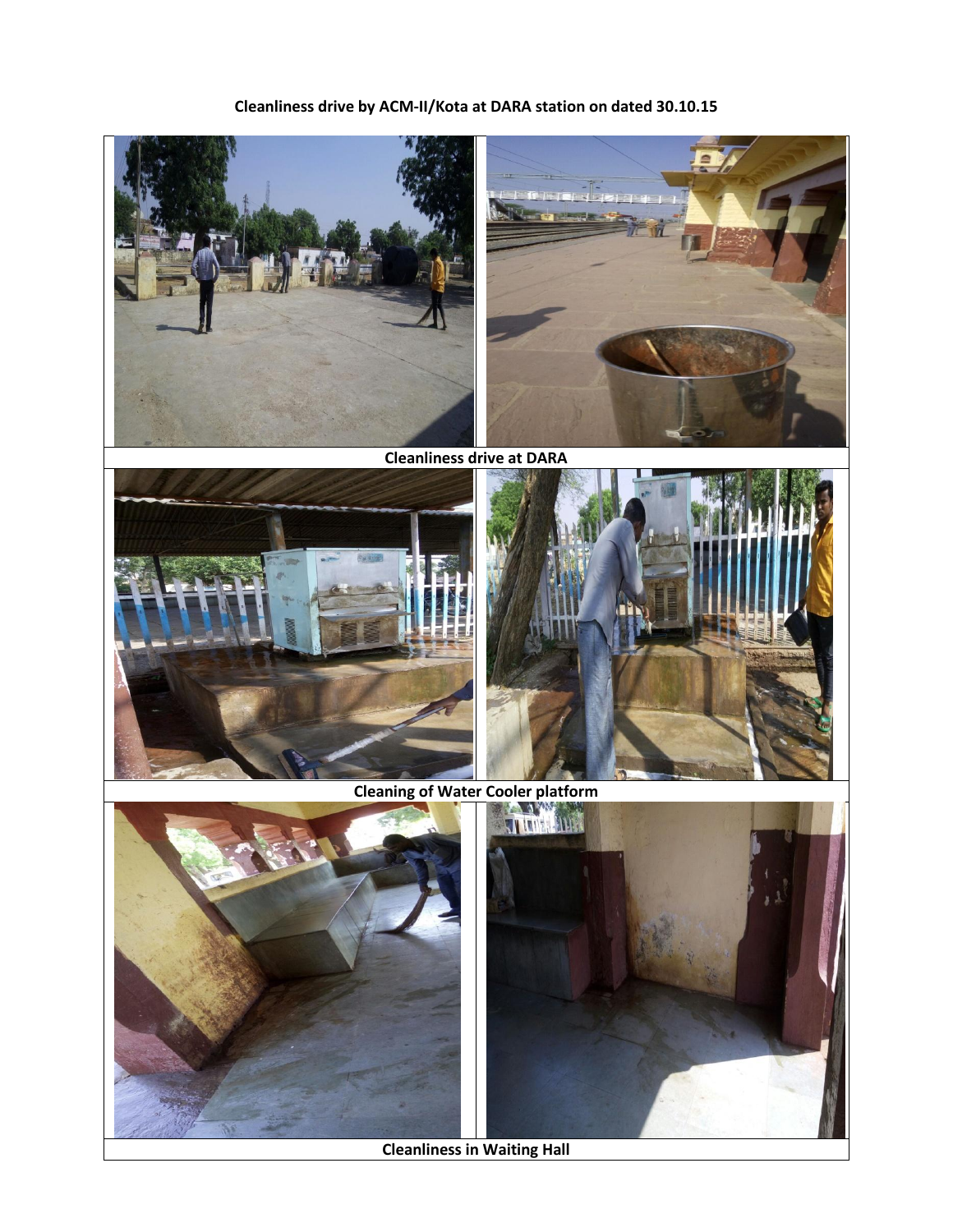**Cleanliness drive by ACM-II/Kota at DARA station on dated 30.10.15**

**Cleanliness drive at DARA**

**Cleaning of Water Cooler platform**

**Cleanliness in Waiting Hall**